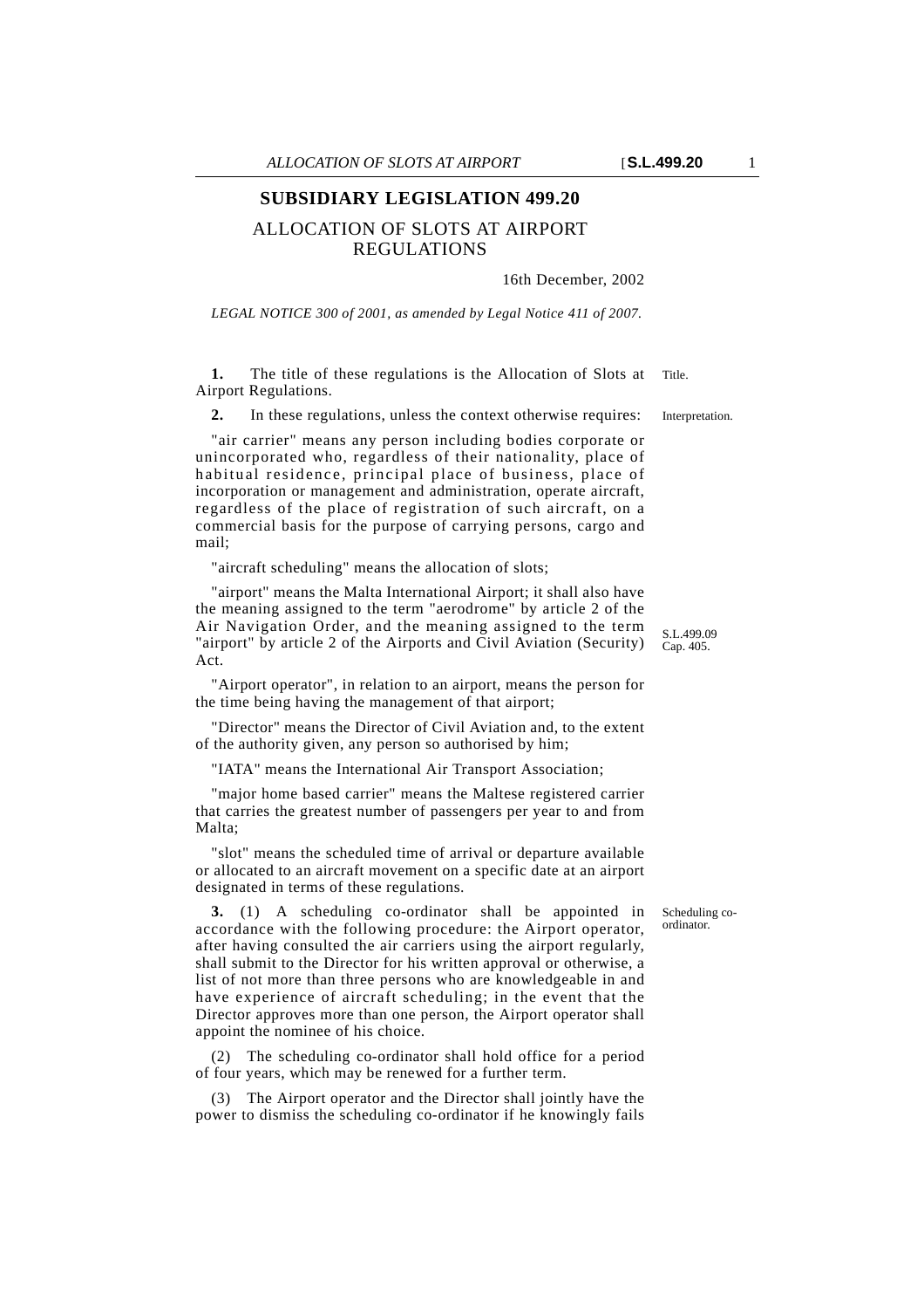# SUBSIDIARY LEGISLATION 499.20

## ALLOCATION OF SLOTS AT AIRPORT REGULATIONS

16th December, 2002

*LEGAL NOTICE 300 of 2001, as amended by Legal Notice 411 of 2007.*

**1.** The title of these regulations is the Allocation of Slots at Airport Regulations.

Title.

**2.** In these regulations, unless the context otherwise requires:

Interpretation.

"air carrier" means any person including bodies corporate or unincorporated who, regardless of their nationality, place of habitual residence, principal place of business, place of incorporation or management and administration, operate aircraft, regardless of the place of registration of such aircraft, on a commercial basis for the purpose of carrying persons, cargo and mail;

"aircraft scheduling" means the allocation of slots;

"airport" means the Malta International Airport; it shall also have the meaning assigned to the term "aerodrome" by article 2 of the Air Navigation Order, and the meaning assigned to the term "airport" by article 2 of the Airports and Civil Aviation (Security) Act.

S.L.499.09
Cap. 405.

"Airport operator", in relation to an airport, means the person for the time being having the management of that airport;

"Director" means the Director of Civil Aviation and, to the extent of the authority given, any person so authorised by him;

"IATA" means the International Air Transport Association;

"major home based carrier" means the Maltese registered carrier that carries the greatest number of passengers per year to and from Malta;

"slot" means the scheduled time of arrival or departure available or allocated to an aircraft movement on a specific date at an airport designated in terms of these regulations.

**3.** (1) A scheduling co-ordinator shall be appointed in accordance with the following procedure: the Airport operator, after having consulted the air carriers using the airport regularly, shall submit to the Director for his written approval or otherwise, a list of not more than three persons who are knowledgeable in and have experience of aircraft scheduling; in the event that the Director approves more than one person, the Airport operator shall appoint the nominee of his choice.

Scheduling co-ordinator.

(2) The scheduling co-ordinator shall hold office for a period of four years, which may be renewed for a further term.

(3) The Airport operator and the Director shall jointly have the power to dismiss the scheduling co-ordinator if he knowingly fails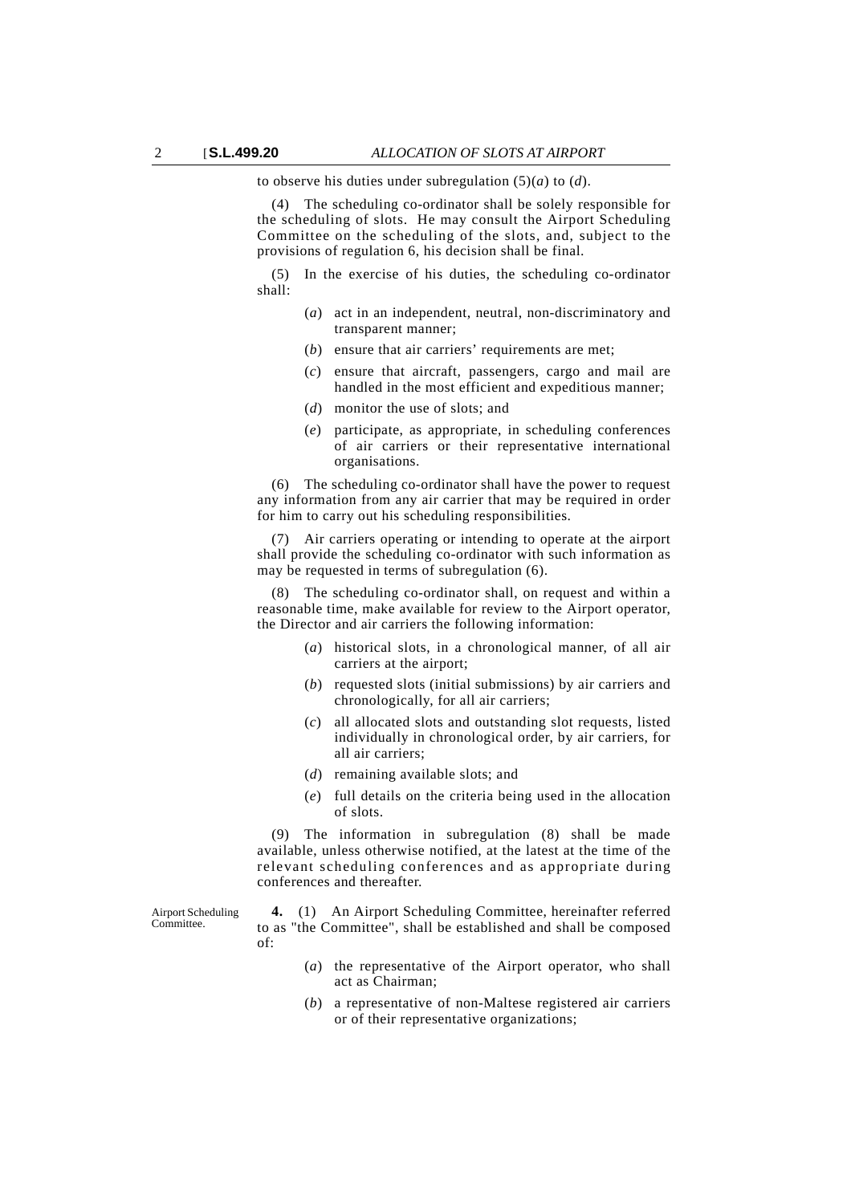to observe his duties under subregulation (5)(*a*) to (*d*).

(4) The scheduling co-ordinator shall be solely responsible for the scheduling of slots. He may consult the Airport Scheduling Committee on the scheduling of the slots, and, subject to the provisions of regulation 6, his decision shall be final.

(5) In the exercise of his duties, the scheduling co-ordinator shall:

- (*a*) act in an independent, neutral, non-discriminatory and transparent manner;
- (*b*) ensure that air carriers' requirements are met;
- (*c*) ensure that aircraft, passengers, cargo and mail are handled in the most efficient and expeditious manner;
- (*d*) monitor the use of slots; and
- (*e*) participate, as appropriate, in scheduling conferences of air carriers or their representative international organisations.

(6) The scheduling co-ordinator shall have the power to request any information from any air carrier that may be required in order for him to carry out his scheduling responsibilities.

(7) Air carriers operating or intending to operate at the airport shall provide the scheduling co-ordinator with such information as may be requested in terms of subregulation (6).

(8) The scheduling co-ordinator shall, on request and within a reasonable time, make available for review to the Airport operator, the Director and air carriers the following information:

- (*a*) historical slots, in a chronological manner, of all air carriers at the airport;
- (*b*) requested slots (initial submissions) by air carriers and chronologically, for all air carriers;
- (*c*) all allocated slots and outstanding slot requests, listed individually in chronological order, by air carriers, for all air carriers;
- (*d*) remaining available slots; and
- (*e*) full details on the criteria being used in the allocation of slots.

(9) The information in subregulation (8) shall be made available, unless otherwise notified, at the latest at the time of the relevant scheduling conferences and as appropriate during conferences and thereafter.

Airport Scheduling Committee.

**4.** (1) An Airport Scheduling Committee, hereinafter referred to as "the Committee", shall be established and shall be composed of:

- (*a*) the representative of the Airport operator, who shall act as Chairman;
- (*b*) a representative of non-Maltese registered air carriers or of their representative organizations;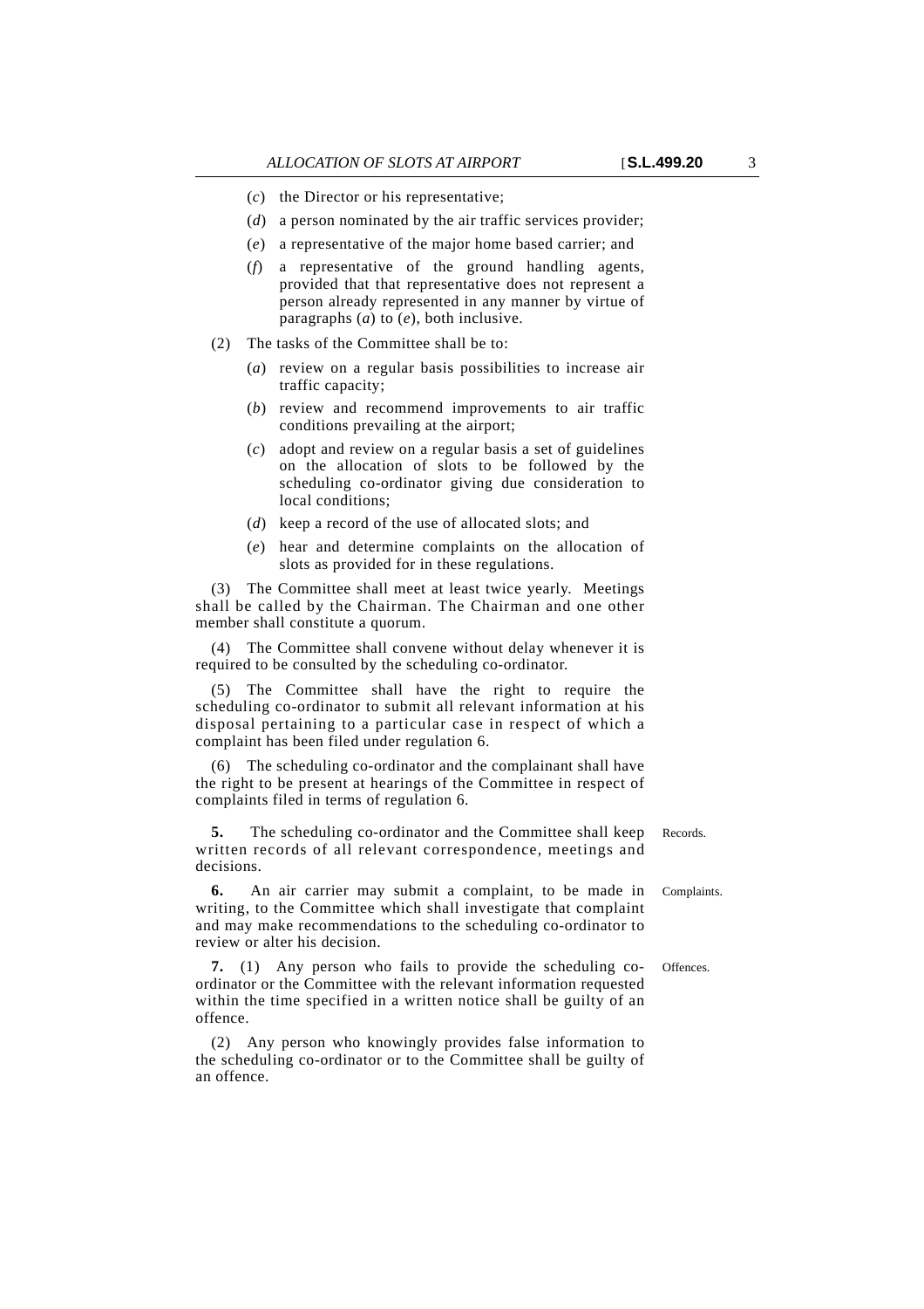(*c*) the Director or his representative;

(*d*) a person nominated by the air traffic services provider;

(*e*) a representative of the major home based carrier; and

(*f*) a representative of the ground handling agents, provided that that representative does not represent a person already represented in any manner by virtue of paragraphs (*a*) to (*e*), both inclusive.

(2) The tasks of the Committee shall be to:

(*a*) review on a regular basis possibilities to increase air traffic capacity;

(*b*) review and recommend improvements to air traffic conditions prevailing at the airport;

(*c*) adopt and review on a regular basis a set of guidelines on the allocation of slots to be followed by the scheduling co-ordinator giving due consideration to local conditions;

(*d*) keep a record of the use of allocated slots; and

(*e*) hear and determine complaints on the allocation of slots as provided for in these regulations.

(3) The Committee shall meet at least twice yearly. Meetings shall be called by the Chairman. The Chairman and one other member shall constitute a quorum.

(4) The Committee shall convene without delay whenever it is required to be consulted by the scheduling co-ordinator.

(5) The Committee shall have the right to require the scheduling co-ordinator to submit all relevant information at his disposal pertaining to a particular case in respect of which a complaint has been filed under regulation 6.

(6) The scheduling co-ordinator and the complainant shall have the right to be present at hearings of the Committee in respect of complaints filed in terms of regulation 6.

Records.

**5.** The scheduling co-ordinator and the Committee shall keep written records of all relevant correspondence, meetings and decisions.

Complaints.

**6.** An air carrier may submit a complaint, to be made in writing, to the Committee which shall investigate that complaint and may make recommendations to the scheduling co-ordinator to review or alter his decision.

Offences.

**7.** (1) Any person who fails to provide the scheduling co-ordinator or the Committee with the relevant information requested within the time specified in a written notice shall be guilty of an offence.

(2) Any person who knowingly provides false information to the scheduling co-ordinator or to the Committee shall be guilty of an offence.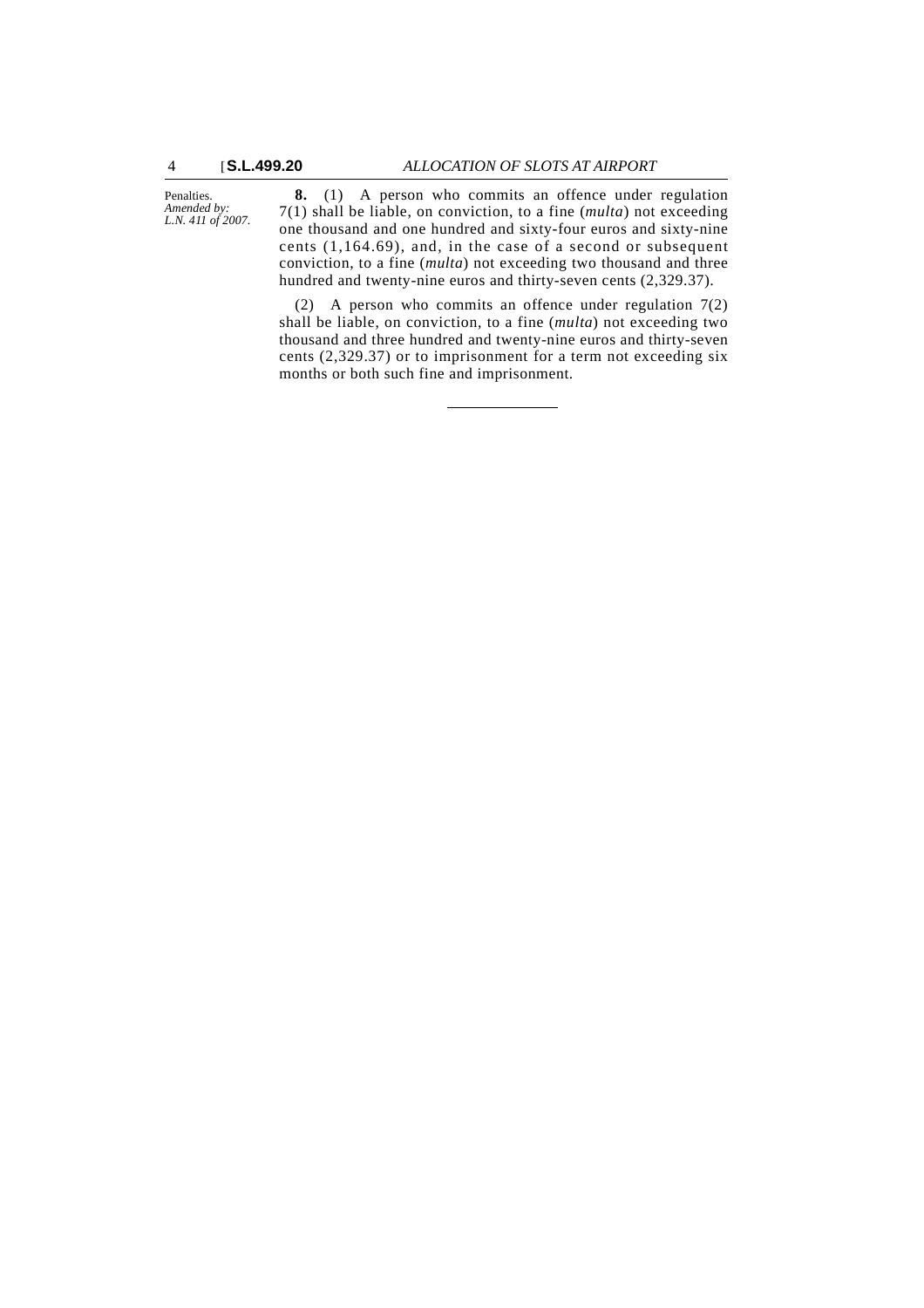Penalties.
*Amended by: L.N. 411 of 2007.*

**8.** (1) A person who commits an offence under regulation 7(1) shall be liable, on conviction, to a fine (*multa*) not exceeding one thousand and one hundred and sixty-four euros and sixty-nine cents (1,164.69), and, in the case of a second or subsequent conviction, to a fine (*multa*) not exceeding two thousand and three hundred and twenty-nine euros and thirty-seven cents (2,329.37).

(2) A person who commits an offence under regulation 7(2) shall be liable, on conviction, to a fine (*multa*) not exceeding two thousand and three hundred and twenty-nine euros and thirty-seven cents (2,329.37) or to imprisonment for a term not exceeding six months or both such fine and imprisonment.